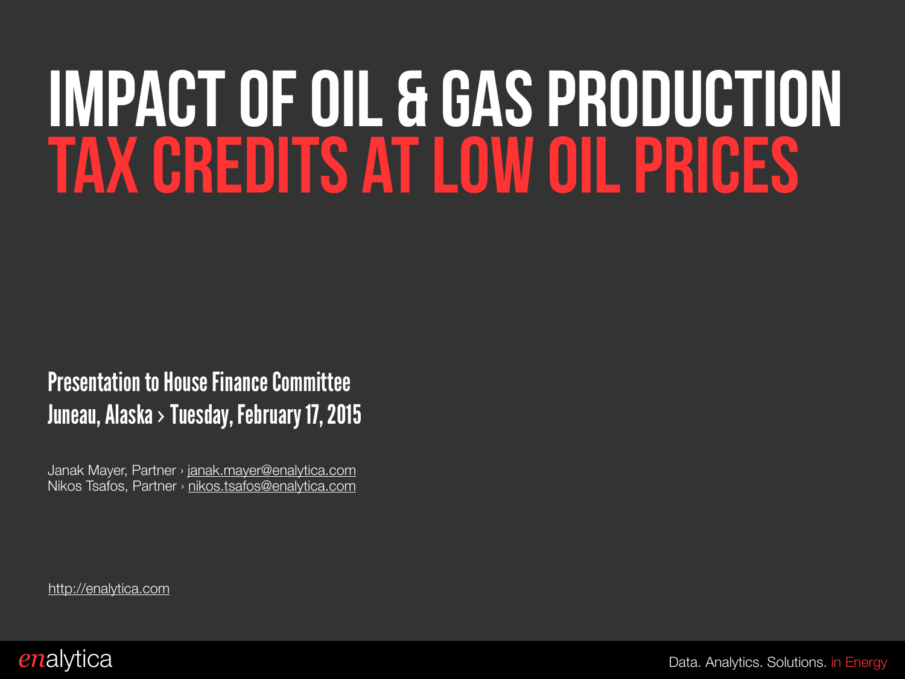# IMPACT OF OIL & GAS PRODUCTION TAX CREDITS AT LOW OIL PRICES

**Presentation to House Finance Committee**
**Juneau, Alaska › Tuesday, February 17, 2015**

Janak Mayer, Partner › janak.mayer@enalytica.com
Nikos Tsafos, Partner › nikos.tsafos@enalytica.com

http://enalytica.com

enalytica

Data. Analytics. Solutions. in Energy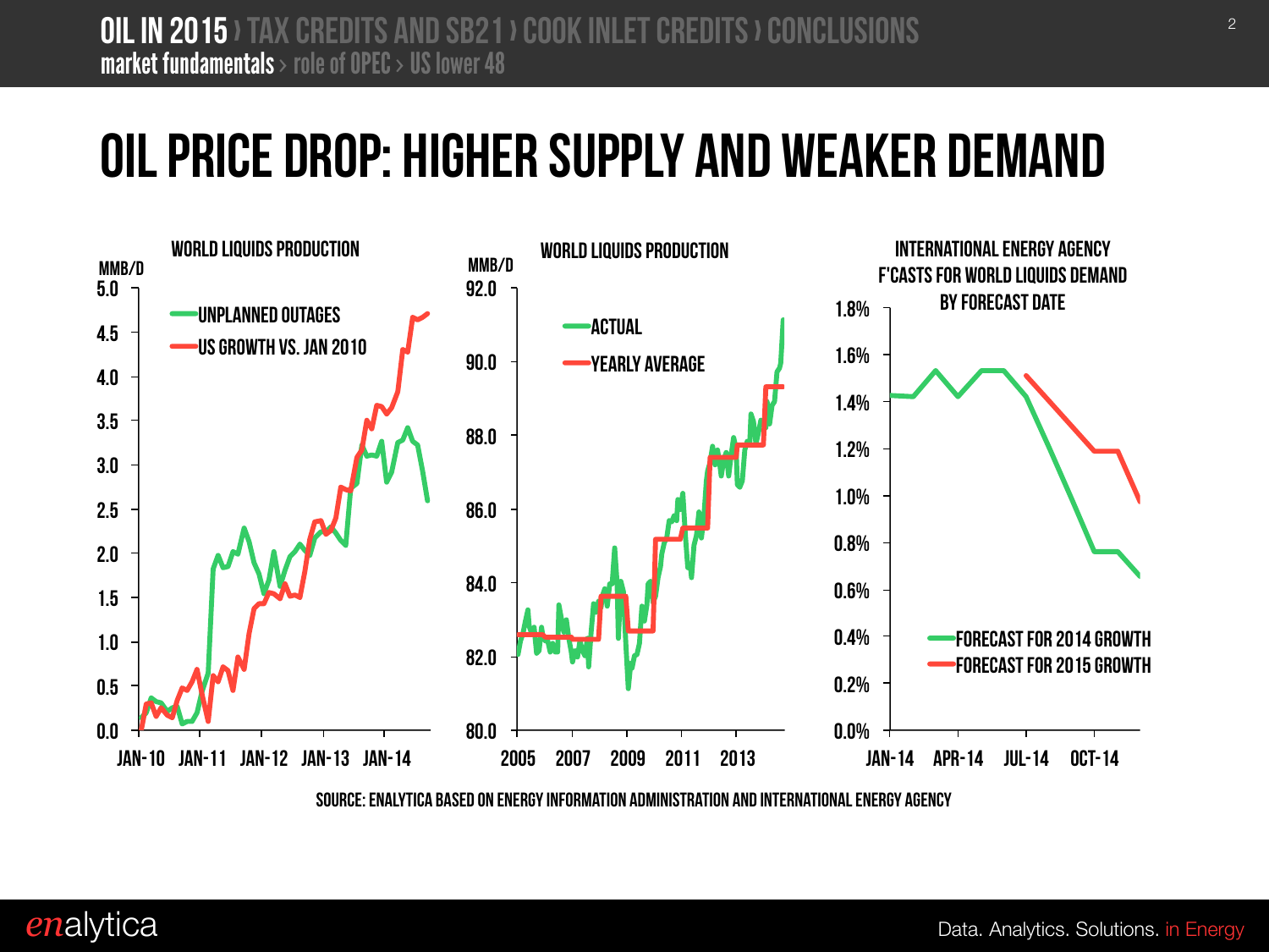# OIL PRICE DROP: HIGHER SUPPLY AND WEAKER DEMAND

**WORLD LIQUIDS PRODUCTION**

MMB/D

- UNPLANNED OUTAGES
- US GROWTH VS. JAN 2010

5.0, 4.5, 4.0, 3.5, 3.0, 2.5, 2.0, 1.5, 1.0, 0.5, 0.0

JAN-10, JAN-11, JAN-12, JAN-13, JAN-14

**WORLD LIQUIDS PRODUCTION**

MMB/D

- ACTUAL
- YEARLY AVERAGE

92.0, 90.0, 88.0, 86.0, 84.0, 82.0, 80.0

2005, 2007, 2009, 2011, 2013

**INTERNATIONAL ENERGY AGENCY F'CASTS FOR WORLD LIQUIDS DEMAND BY FORECAST DATE**

- FORECAST FOR 2014 GROWTH
- FORECAST FOR 2015 GROWTH

1.8%, 1.6%, 1.4%, 1.2%, 1.0%, 0.8%, 0.6%, 0.4%, 0.2%, 0.0%

JAN-14, APR-14, JUL-14, OCT-14

SOURCE: ENALYTICA BASED ON ENERGY INFORMATION ADMINISTRATION AND INTERNATIONAL ENERGY AGENCY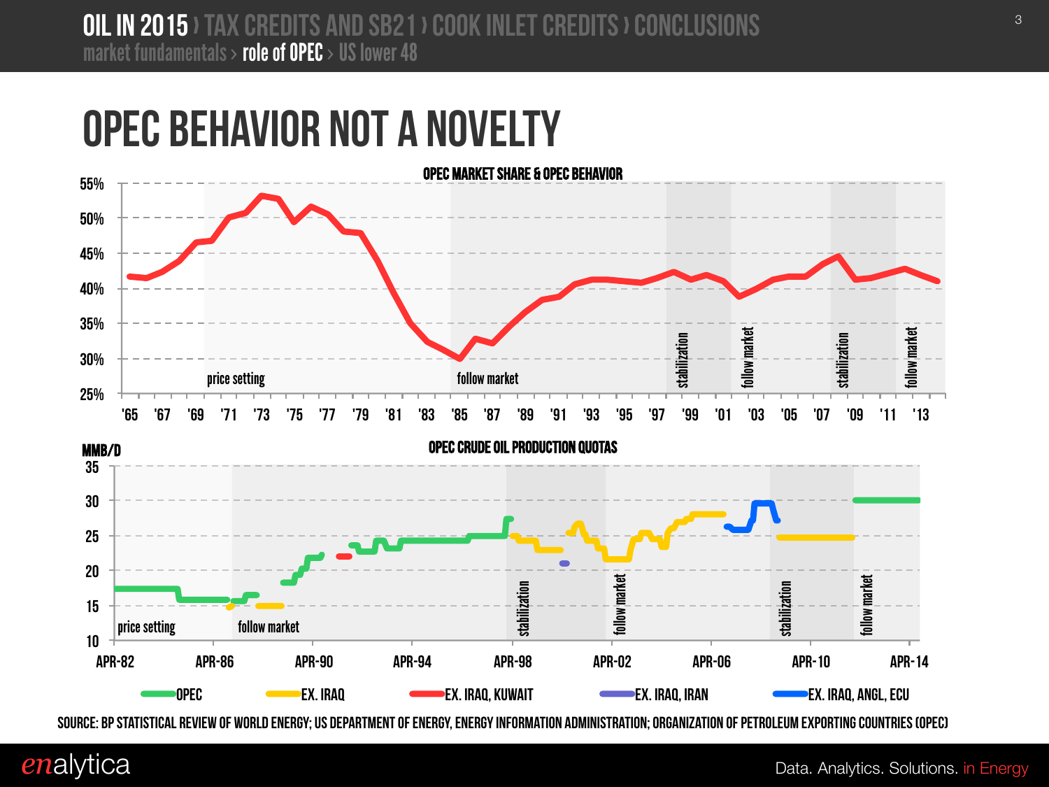# OPEC BEHAVIOR NOT A NOVELTY

**OPEC MARKET SHARE & OPEC BEHAVIOR**

55%
50%
45%
40%
35%
30%
25%

price setting | follow market | stabilization | follow market | stabilization | follow market

'65 '67 '69 '71 '73 '75 '77 '79 '81 '83 '85 '87 '89 '91 '93 '95 '97 '99 '01 '03 '05 '07 '09 '11 '13

**OPEC CRUDE OIL PRODUCTION QUOTAS**

MMB/D
35
30
25
20
15
10

price setting | follow market | stabilization | follow market | stabilization | follow market

APR-82 APR-86 APR-90 APR-94 APR-98 APR-02 APR-06 APR-10 APR-14

OPEC — EX. IRAQ — EX. IRAQ, KUWAIT — EX. IRAQ, IRAN — EX. IRAQ, ANGL, ECU

SOURCE: BP STATISTICAL REVIEW OF WORLD ENERGY; US DEPARTMENT OF ENERGY, ENERGY INFORMATION ADMINISTRATION; ORGANIZATION OF PETROLEUM EXPORTING COUNTRIES (OPEC)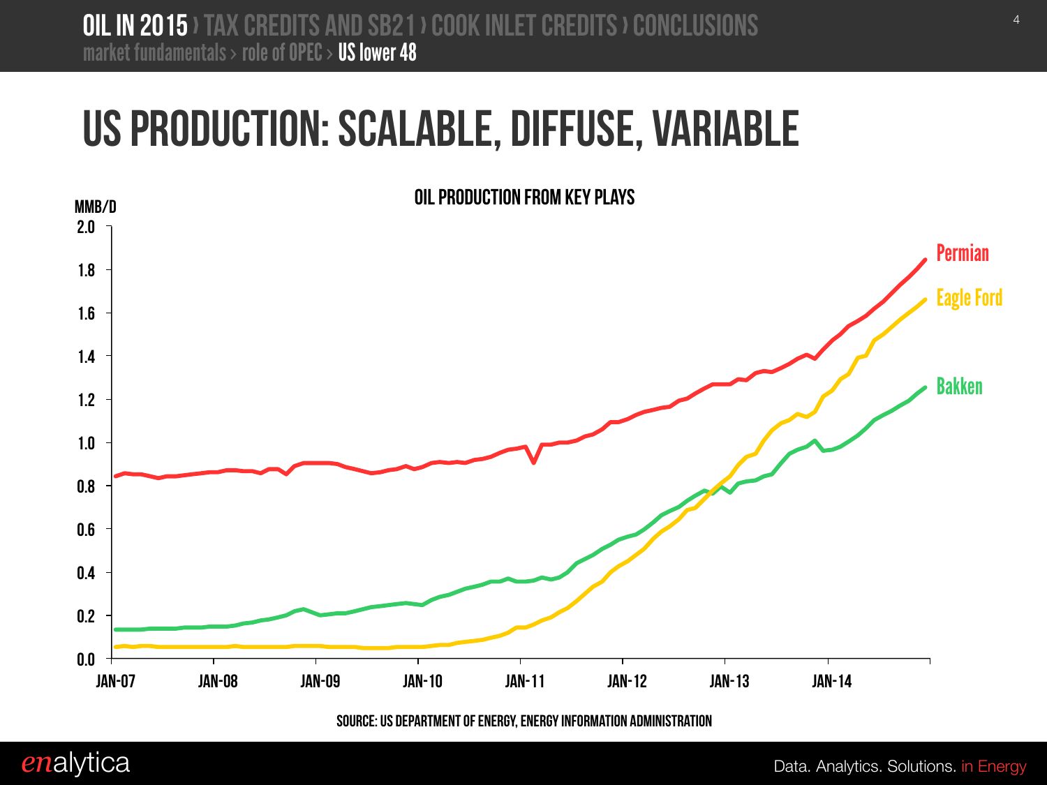# US PRODUCTION: SCALABLE, DIFFUSE, VARIABLE

**OIL PRODUCTION FROM KEY PLAYS**

MMB/D

2.0
1.8
1.6
1.4
1.2
1.0
0.8
0.6
0.4
0.2
0.0

JAN-07 JAN-08 JAN-09 JAN-10 JAN-11 JAN-12 JAN-13 JAN-14

Permian
Eagle Ford
Bakken

SOURCE: US DEPARTMENT OF ENERGY, ENERGY INFORMATION ADMINISTRATION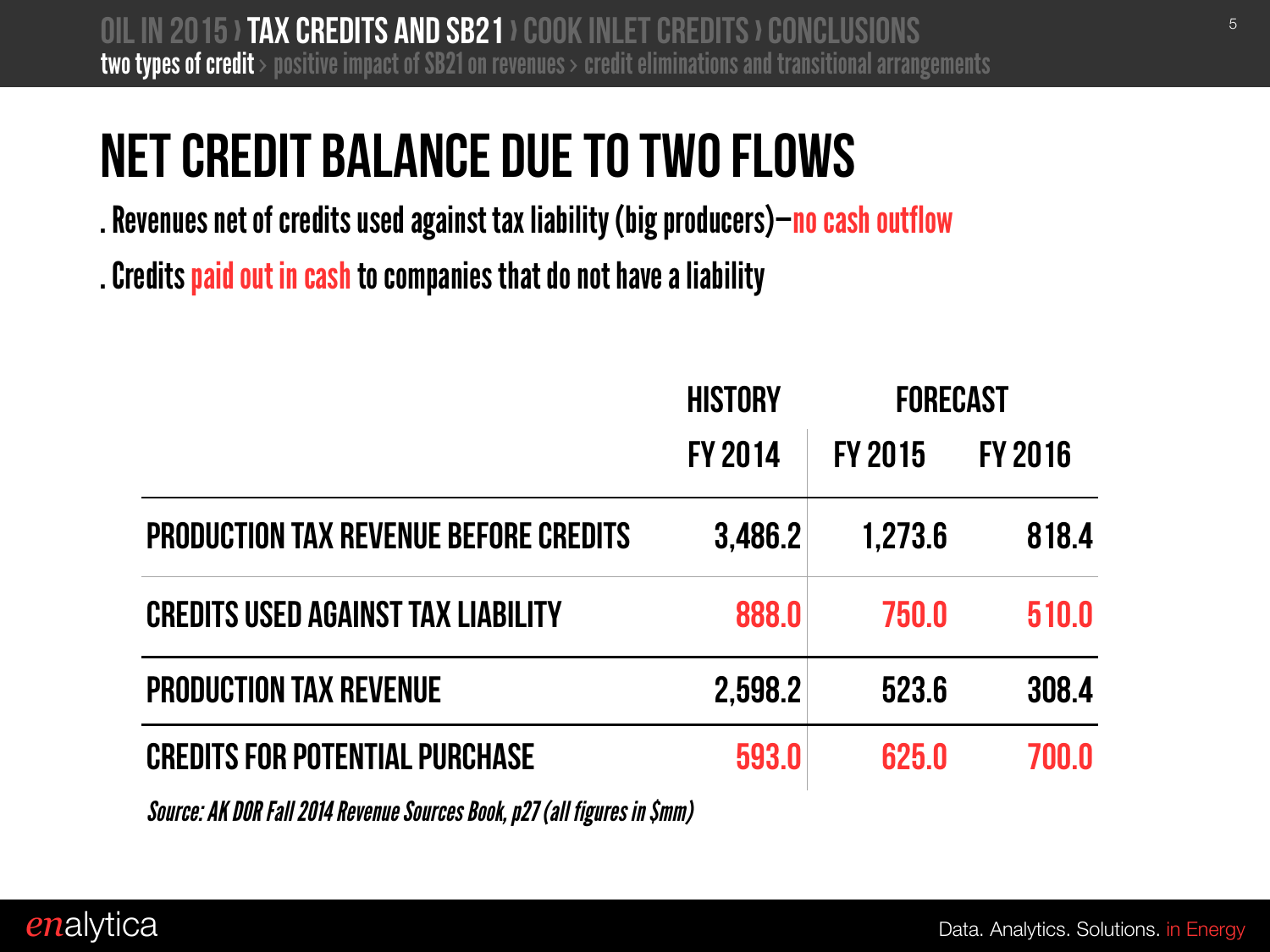# NET CREDIT BALANCE DUE TO TWO FLOWS

. Revenues net of credits used against tax liability (big producers)—no cash outflow

. Credits paid out in cash to companies that do not have a liability

| | HISTORY | FORECAST | |
|---|---|---|---|
| | FY 2014 | FY 2015 | FY 2016 |
| PRODUCTION TAX REVENUE BEFORE CREDITS | 3,486.2 | 1,273.6 | 818.4 |
| CREDITS USED AGAINST TAX LIABILITY | 888.0 | 750.0 | 510.0 |
| PRODUCTION TAX REVENUE | 2,598.2 | 523.6 | 308.4 |
| CREDITS FOR POTENTIAL PURCHASE | 593.0 | 625.0 | 700.0 |

*Source: AK DOR Fall 2014 Revenue Sources Book, p27 (all figures in $mm)*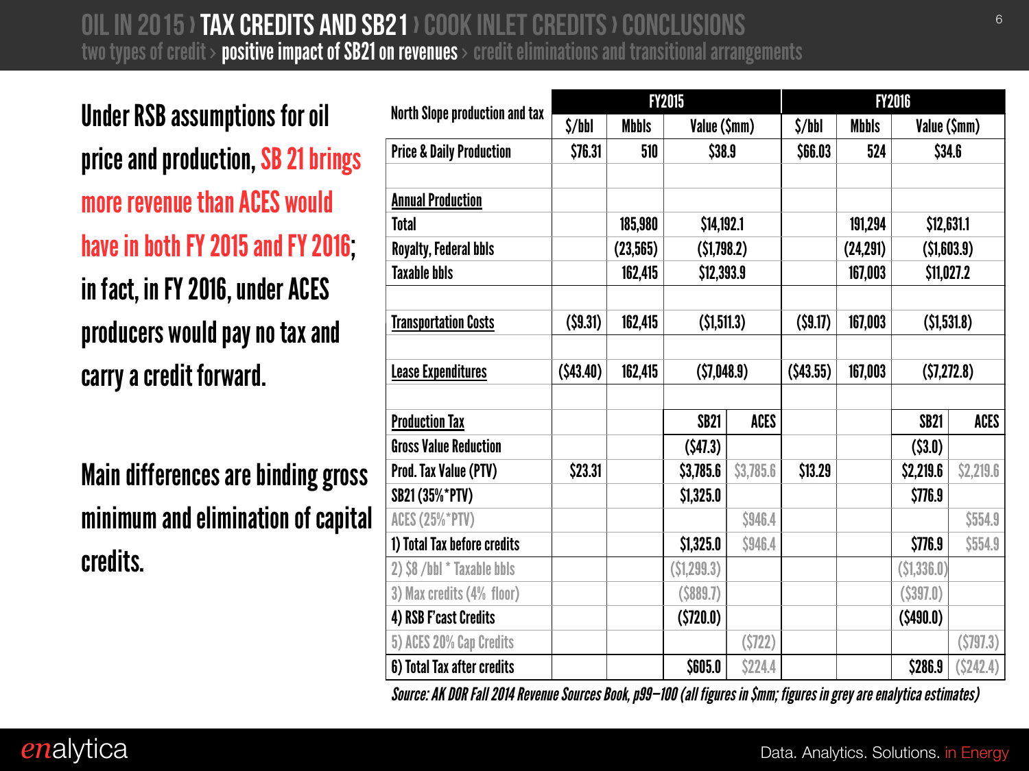# OIL IN 2015 › TAX CREDITS AND SB21 › COOK INLET CREDITS › CONCLUSIONS

## two types of credit › positive impact of SB21 on revenues › credit eliminations and transitional arrangements

Under RSB assumptions for oil price and production, **SB 21 brings more revenue than ACES would have in both FY 2015 and FY 2016**; in fact, in FY 2016, under ACES producers would pay no tax and carry a credit forward.

Main differences are binding gross minimum and elimination of capital credits.

| North Slope production and tax | FY2015 | | | | FY2016 | | | |
|---|---|---|---|---|---|---|---|---|
| | $/bbl | Mbbls | Value ($mm) | | $/bbl | Mbbls | Value ($mm) | |
| Price & Daily Production | $76.31 | 510 | $38.9 | | $66.03 | 524 | $34.6 | |
| | | | | | | | | |
| Annual Production | | | | | | | | |
| Total | | 185,980 | $14,192.1 | | | 191,294 | $12,631.1 | |
| Royalty, Federal bbls | | (23,565) | ($1,798.2) | | | (24,291) | ($1,603.9) | |
| Taxable bbls | | 162,415 | $12,393.9 | | | 167,003 | $11,027.2 | |
| | | | | | | | | |
| Transportation Costs | ($9.31) | 162,415 | ($1,511.3) | | ($9.17) | 167,003 | ($1,531.8) | |
| | | | | | | | | |
| Lease Expenditures | ($43.40) | 162,415 | ($7,048.9) | | ($43.55) | 167,003 | ($7,272.8) | |
| | | | | | | | | |
| Production Tax | | | SB21 | ACES | | | SB21 | ACES |
| Gross Value Reduction | | | ($47.3) | | | | ($3.0) | |
| Prod. Tax Value (PTV) | $23.31 | | $3,785.6 | $3,785.6 | $13.29 | | $2,219.6 | $2,219.6 |
| SB21 (35%*PTV) | | | $1,325.0 | | | | $776.9 | |
| ACES (25%*PTV) | | | | $946.4 | | | | $554.9 |
| 1) Total Tax before credits | | | $1,325.0 | $946.4 | | | $776.9 | $554.9 |
| 2) $8 /bbl * Taxable bbls | | | ($1,299.3) | | | | ($1,336.0) | |
| 3) Max credits (4% floor) | | | ($889.7) | | | | ($397.0) | |
| 4) RSB F'cast Credits | | | ($720.0) | | | | ($490.0) | |
| 5) ACES 20% Cap Credits | | | | ($722) | | | | ($797.3) |
| 6) Total Tax after credits | | | $605.0 | $224.4 | | | $286.9 | ($242.4) |

*Source: AK DOR Fall 2014 Revenue Sources Book, p99–100 (all figures in $mm; figures in grey are enalytica estimates)*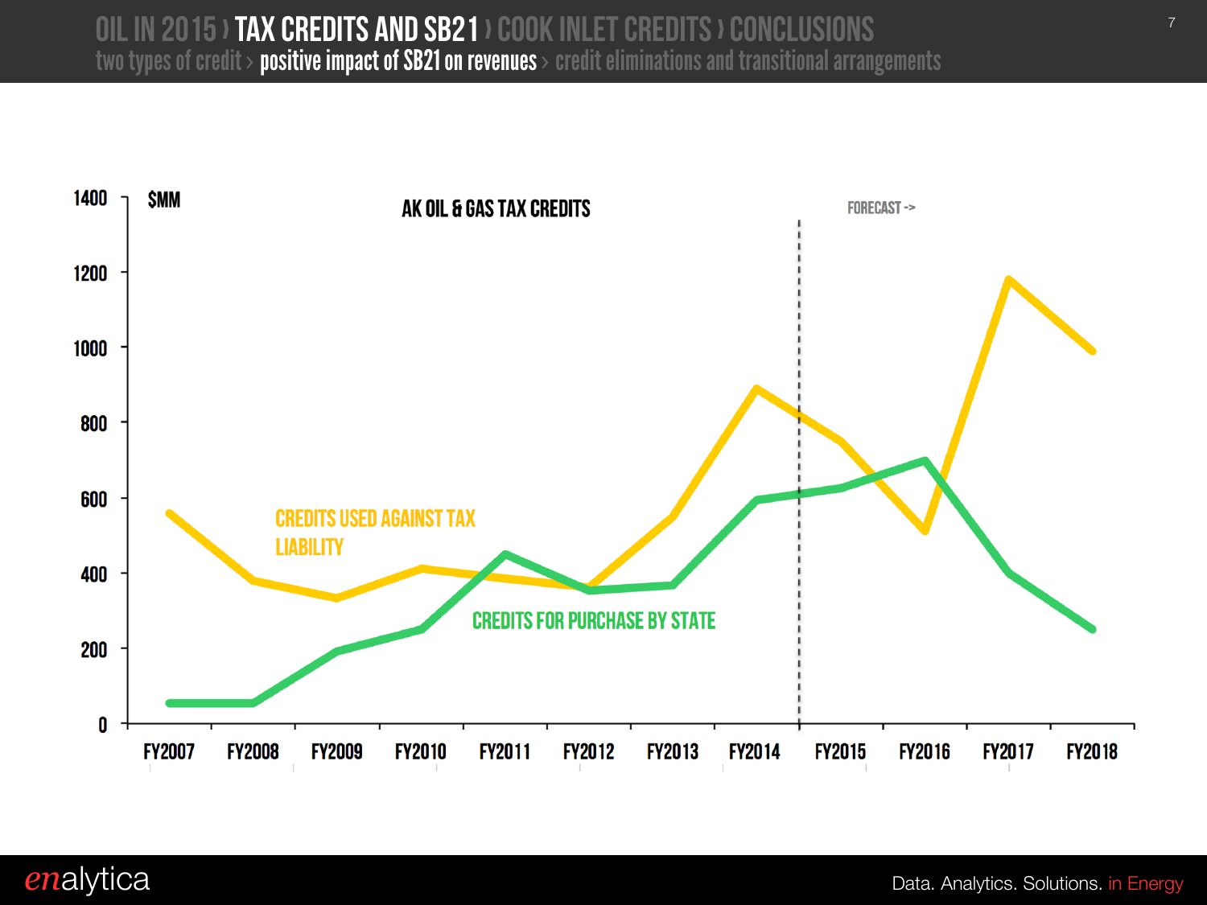OIL IN 2015 › TAX CREDITS AND SB21 › COOK INLET CREDITS › CONCLUSIONS

two types of credit › positive impact of SB21 on revenues › credit eliminations and transitional arrangements

AK OIL & GAS TAX CREDITS

$MM

FORECAST ->

CREDITS USED AGAINST TAX LIABILITY

CREDITS FOR PURCHASE BY STATE

FY2007 FY2008 FY2009 FY2010 FY2011 FY2012 FY2013 FY2014 FY2015 FY2016 FY2017 FY2018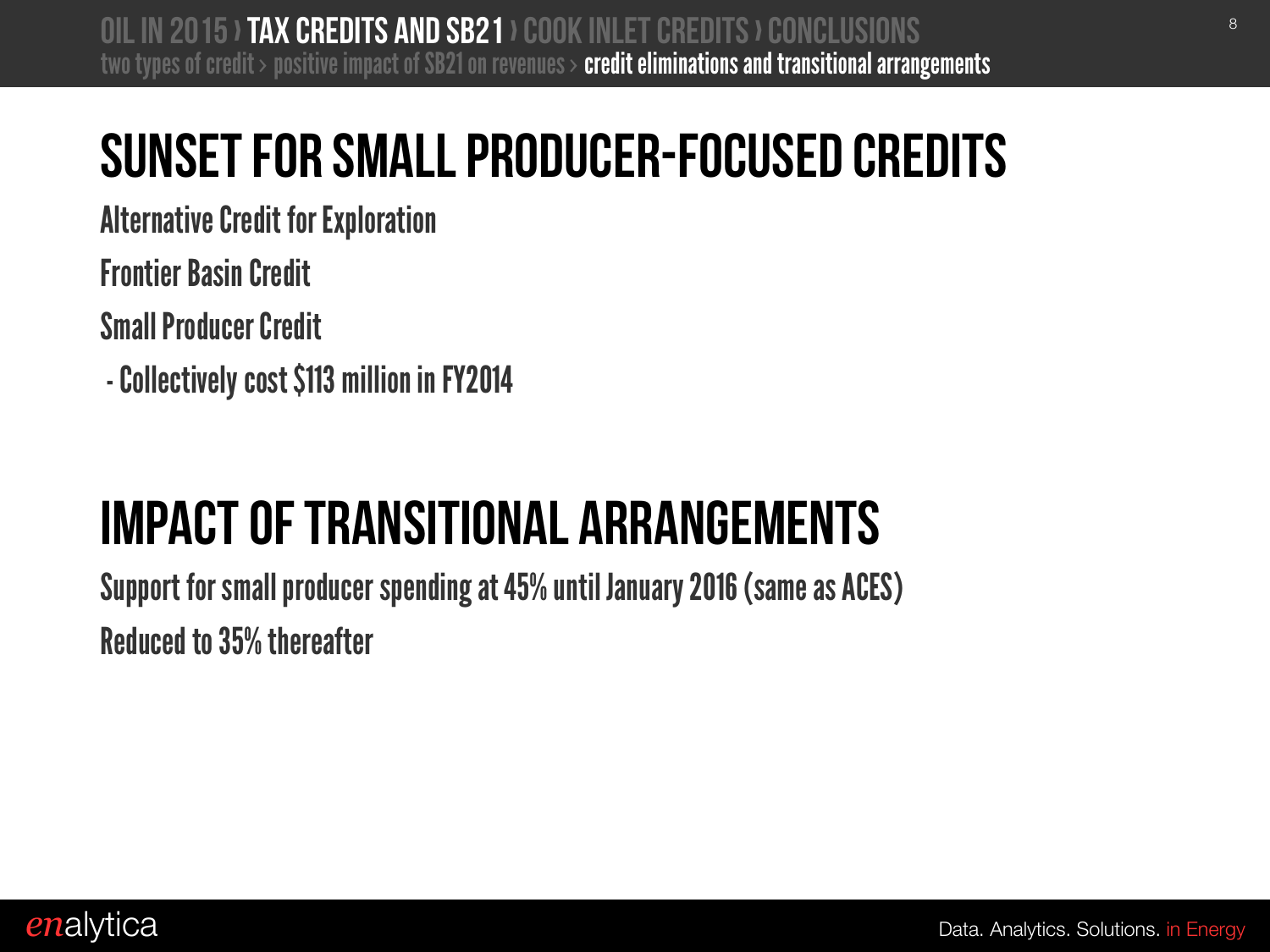# SUNSET FOR SMALL PRODUCER-FOCUSED CREDITS

Alternative Credit for Exploration

Frontier Basin Credit

Small Producer Credit

- Collectively cost $113 million in FY2014

# IMPACT OF TRANSITIONAL ARRANGEMENTS

Support for small producer spending at 45% until January 2016 (same as ACES)

Reduced to 35% thereafter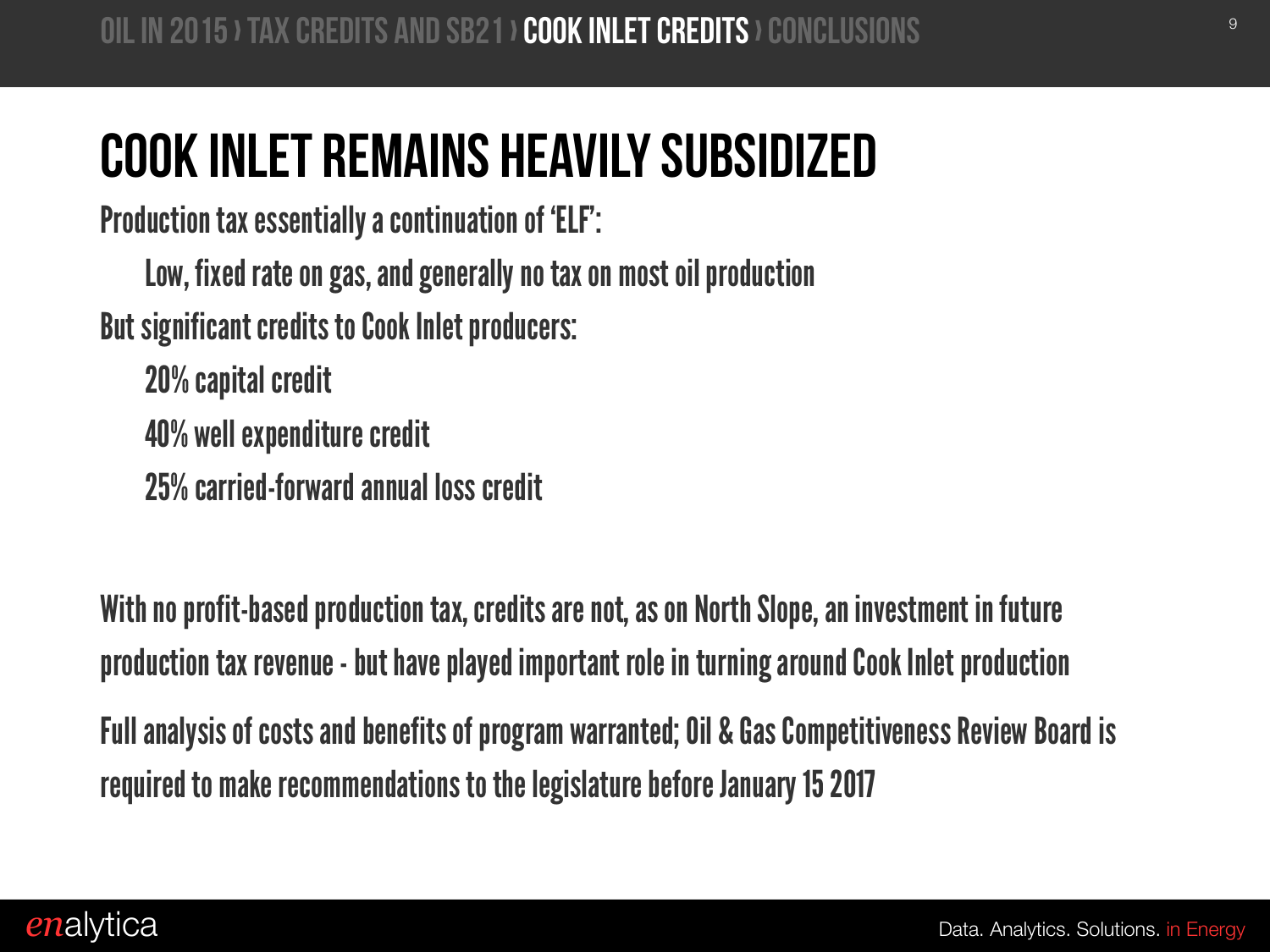# COOK INLET REMAINS HEAVILY SUBSIDIZED

Production tax essentially a continuation of 'ELF':

- Low, fixed rate on gas, and generally no tax on most oil production

But significant credits to Cook Inlet producers:

- 20% capital credit
- 40% well expenditure credit
- 25% carried-forward annual loss credit

With no profit-based production tax, credits are not, as on North Slope, an investment in future production tax revenue - but have played important role in turning around Cook Inlet production

Full analysis of costs and benefits of program warranted; Oil & Gas Competitiveness Review Board is required to make recommendations to the legislature before January 15 2017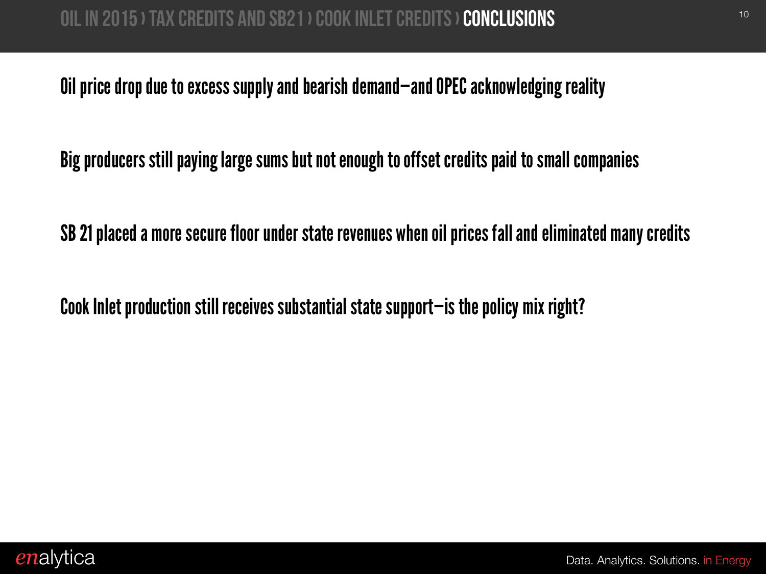# Oil in 2015 › Tax Credits and SB21 › Cook Inlet Credits › **Conclusions**

Oil price drop due to excess supply and bearish demand—and OPEC acknowledging reality

Big producers still paying large sums but not enough to offset credits paid to small companies

SB 21 placed a more secure floor under state revenues when oil prices fall and eliminated many credits

Cook Inlet production still receives substantial state support—is the policy mix right?

*en*alytica

Data. Analytics. Solutions. in Energy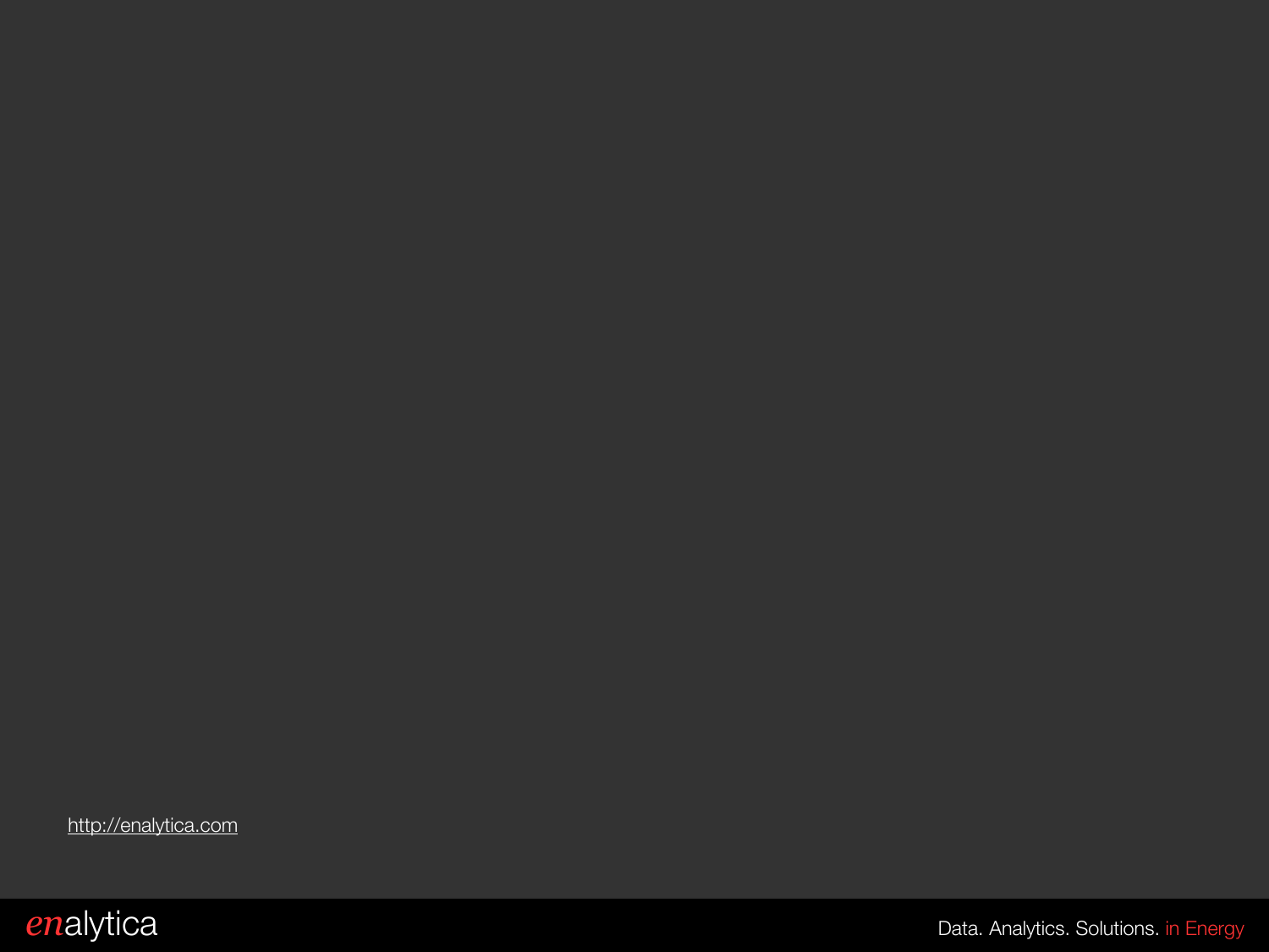http://enalytica.com